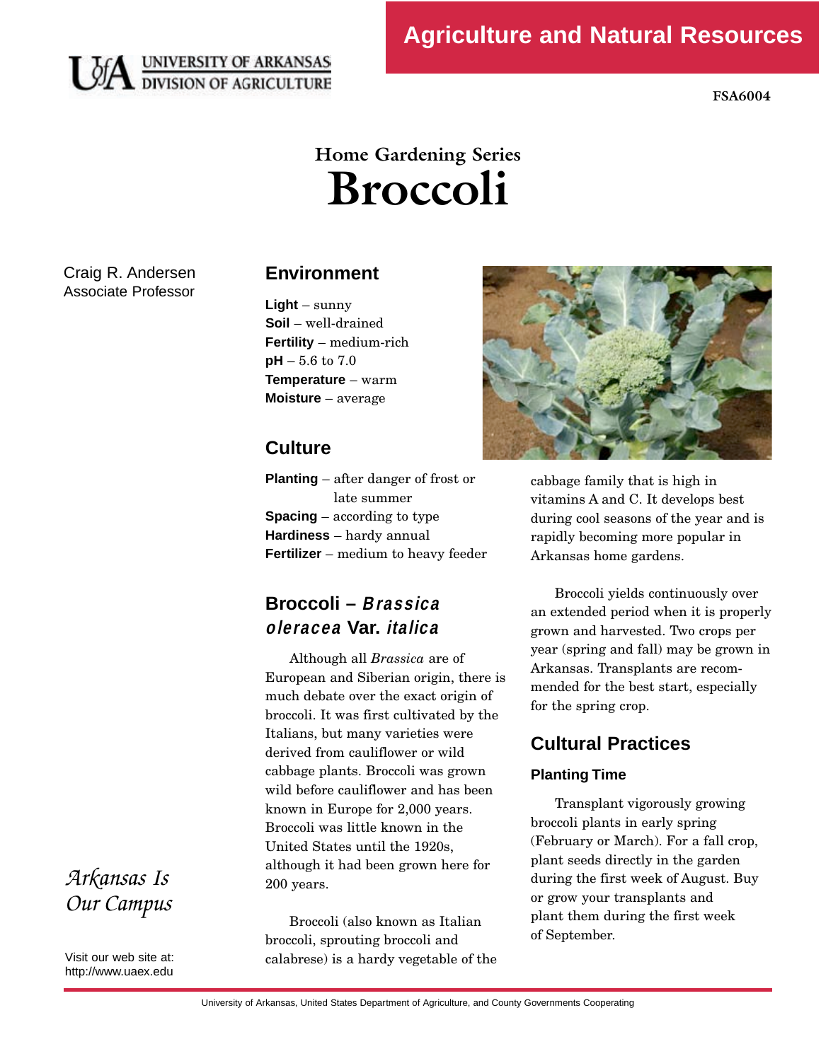Agriculture and Natural Resources

FSA6004

# Home Gardening Series
# Broccoli

Craig R. Andersen
Associate Professor

## Environment

**Light** – sunny
**Soil** – well-drained
**Fertility** – medium-rich
**pH** – 5.6 to 7.0
**Temperature** – warm
**Moisture** – average

## Culture

**Planting** – after danger of frost or late summer
**Spacing** – according to type
**Hardiness** – hardy annual
**Fertilizer** – medium to heavy feeder

## Broccoli – *Brassica oleracea* Var. *italica*

Although all *Brassica* are of European and Siberian origin, there is much debate over the exact origin of broccoli. It was first cultivated by the Italians, but many varieties were derived from cauliflower or wild cabbage plants. Broccoli was grown wild before cauliflower and has been known in Europe for 2,000 years. Broccoli was little known in the United States until the 1920s, although it had been grown here for 200 years.

Broccoli (also known as Italian broccoli, sprouting broccoli and calabrese) is a hardy vegetable of the cabbage family that is high in vitamins A and C. It develops best during cool seasons of the year and is rapidly becoming more popular in Arkansas home gardens.

Broccoli yields continuously over an extended period when it is properly grown and harvested. Two crops per year (spring and fall) may be grown in Arkansas. Transplants are recommended for the best start, especially for the spring crop.

## Cultural Practices

### Planting Time

Transplant vigorously growing broccoli plants in early spring (February or March). For a fall crop, plant seeds directly in the garden during the first week of August. Buy or grow your transplants and plant them during the first week of September.

*Arkansas Is Our Campus*

Visit our web site at: http://www.uaex.edu

University of Arkansas, United States Department of Agriculture, and County Governments Cooperating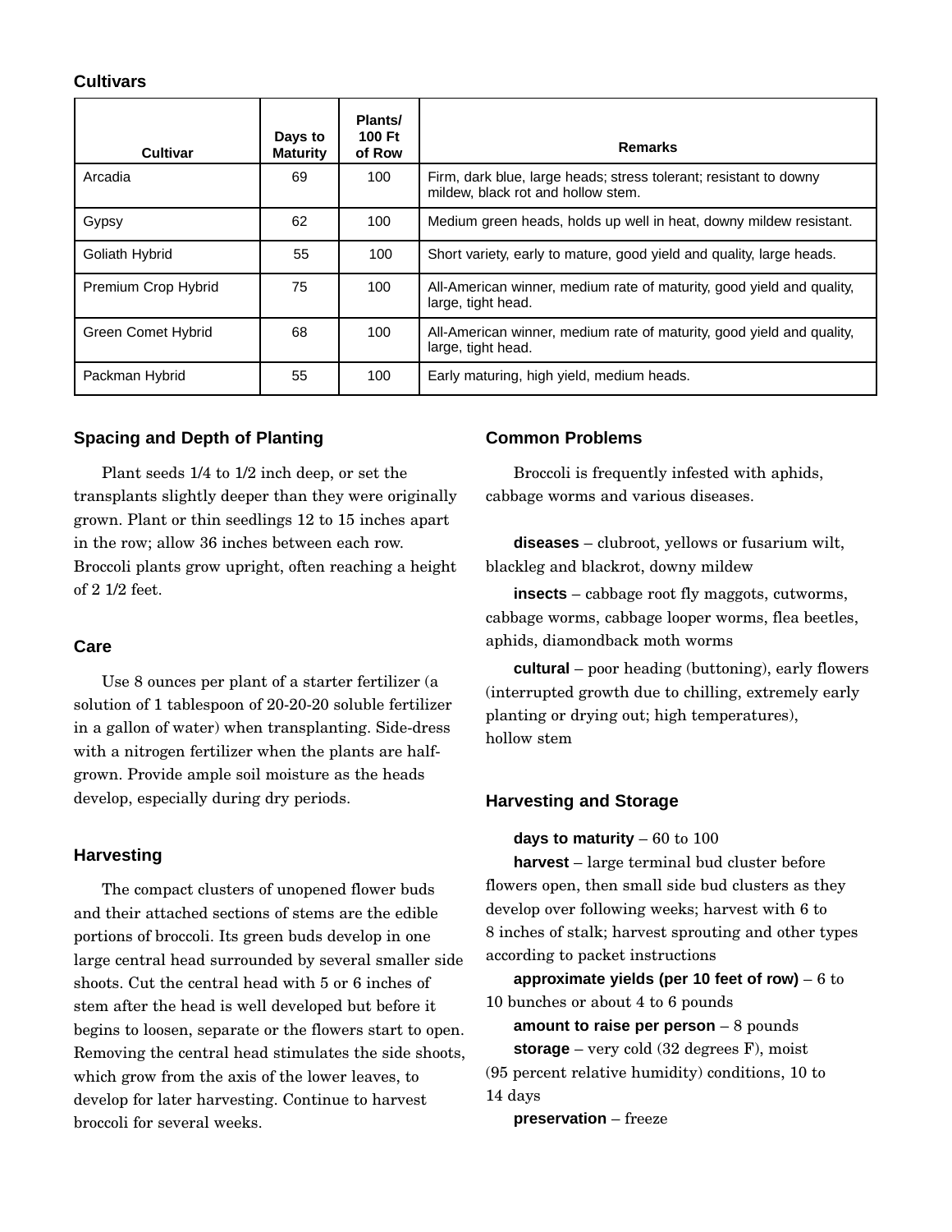## Cultivars

| Cultivar | Days to Maturity | Plants/ 100 Ft of Row | Remarks |
|---|---|---|---|
| Arcadia | 69 | 100 | Firm, dark blue, large heads; stress tolerant; resistant to downy mildew, black rot and hollow stem. |
| Gypsy | 62 | 100 | Medium green heads, holds up well in heat, downy mildew resistant. |
| Goliath Hybrid | 55 | 100 | Short variety, early to mature, good yield and quality, large heads. |
| Premium Crop Hybrid | 75 | 100 | All-American winner, medium rate of maturity, good yield and quality, large, tight head. |
| Green Comet Hybrid | 68 | 100 | All-American winner, medium rate of maturity, good yield and quality, large, tight head. |
| Packman Hybrid | 55 | 100 | Early maturing, high yield, medium heads. |

## Spacing and Depth of Planting

Plant seeds 1/4 to 1/2 inch deep, or set the transplants slightly deeper than they were originally grown. Plant or thin seedlings 12 to 15 inches apart in the row; allow 36 inches between each row. Broccoli plants grow upright, often reaching a height of 2 1/2 feet.

## Care

Use 8 ounces per plant of a starter fertilizer (a solution of 1 tablespoon of 20-20-20 soluble fertilizer in a gallon of water) when transplanting. Side-dress with a nitrogen fertilizer when the plants are half-grown. Provide ample soil moisture as the heads develop, especially during dry periods.

## Harvesting

The compact clusters of unopened flower buds and their attached sections of stems are the edible portions of broccoli. Its green buds develop in one large central head surrounded by several smaller side shoots. Cut the central head with 5 or 6 inches of stem after the head is well developed but before it begins to loosen, separate or the flowers start to open. Removing the central head stimulates the side shoots, which grow from the axis of the lower leaves, to develop for later harvesting. Continue to harvest broccoli for several weeks.

## Common Problems

Broccoli is frequently infested with aphids, cabbage worms and various diseases.

**diseases** – clubroot, yellows or fusarium wilt, blackleg and blackrot, downy mildew

**insects** – cabbage root fly maggots, cutworms, cabbage worms, cabbage looper worms, flea beetles, aphids, diamondback moth worms

**cultural** – poor heading (buttoning), early flowers (interrupted growth due to chilling, extremely early planting or drying out; high temperatures), hollow stem

## Harvesting and Storage

**days to maturity** – 60 to 100

**harvest** – large terminal bud cluster before flowers open, then small side bud clusters as they develop over following weeks; harvest with 6 to 8 inches of stalk; harvest sprouting and other types according to packet instructions

**approximate yields (per 10 feet of row)** – 6 to 10 bunches or about 4 to 6 pounds

**amount to raise per person** – 8 pounds

**storage** – very cold (32 degrees F), moist (95 percent relative humidity) conditions, 10 to 14 days

**preservation** – freeze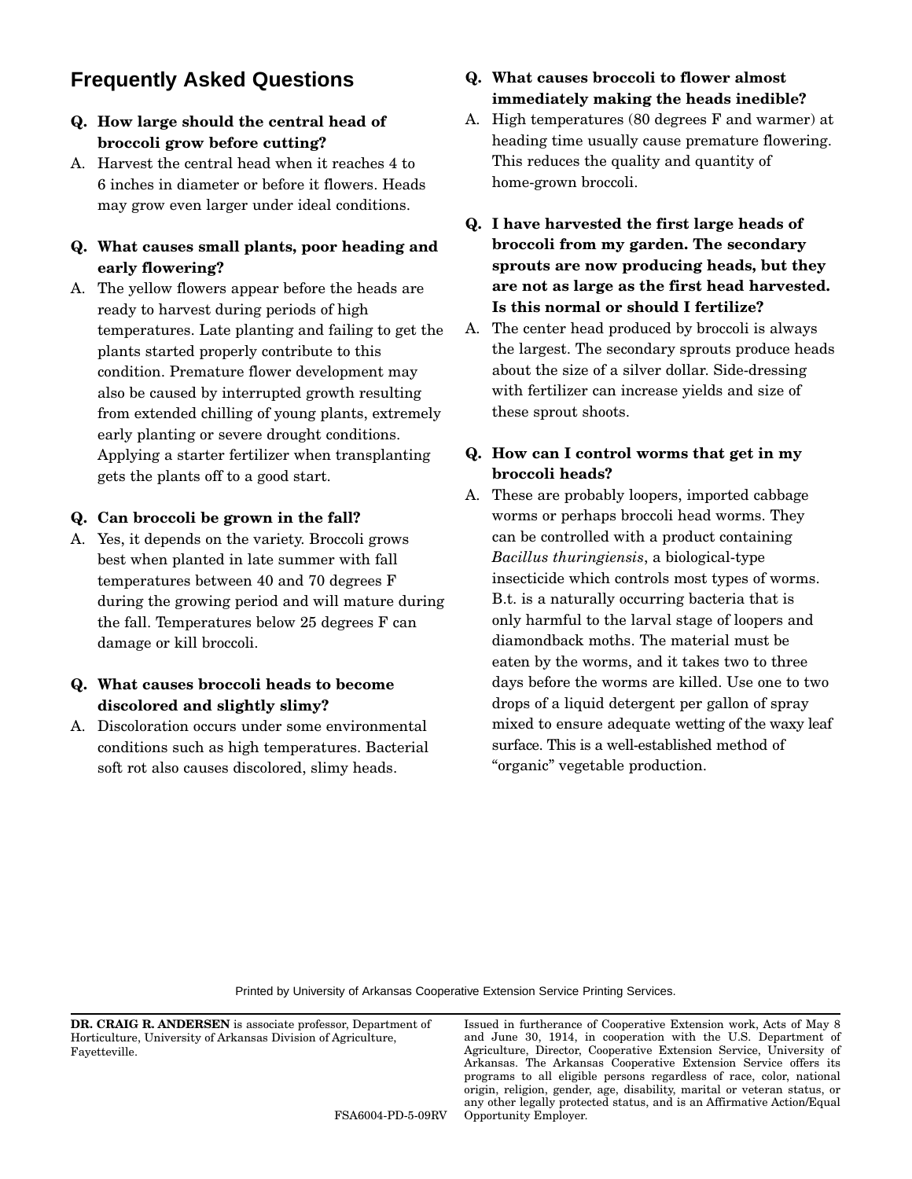## Frequently Asked Questions

**Q. How large should the central head of broccoli grow before cutting?**

A. Harvest the central head when it reaches 4 to 6 inches in diameter or before it flowers. Heads may grow even larger under ideal conditions.

**Q. What causes small plants, poor heading and early flowering?**

A. The yellow flowers appear before the heads are ready to harvest during periods of high temperatures. Late planting and failing to get the plants started properly contribute to this condition. Premature flower development may also be caused by interrupted growth resulting from extended chilling of young plants, extremely early planting or severe drought conditions. Applying a starter fertilizer when transplanting gets the plants off to a good start.

**Q. Can broccoli be grown in the fall?**

A. Yes, it depends on the variety. Broccoli grows best when planted in late summer with fall temperatures between 40 and 70 degrees F during the growing period and will mature during the fall. Temperatures below 25 degrees F can damage or kill broccoli.

**Q. What causes broccoli heads to become discolored and slightly slimy?**

A. Discoloration occurs under some environmental conditions such as high temperatures. Bacterial soft rot also causes discolored, slimy heads.

**Q. What causes broccoli to flower almost immediately making the heads inedible?**

A. High temperatures (80 degrees F and warmer) at heading time usually cause premature flowering. This reduces the quality and quantity of home-grown broccoli.

**Q. I have harvested the first large heads of broccoli from my garden. The secondary sprouts are now producing heads, but they are not as large as the first head harvested. Is this normal or should I fertilize?**

A. The center head produced by broccoli is always the largest. The secondary sprouts produce heads about the size of a silver dollar. Side-dressing with fertilizer can increase yields and size of these sprout shoots.

**Q. How can I control worms that get in my broccoli heads?**

A. These are probably loopers, imported cabbage worms or perhaps broccoli head worms. They can be controlled with a product containing *Bacillus thuringiensis*, a biological-type insecticide which controls most types of worms. B.t. is a naturally occurring bacteria that is only harmful to the larval stage of loopers and diamondback moths. The material must be eaten by the worms, and it takes two to three days before the worms are killed. Use one to two drops of a liquid detergent per gallon of spray mixed to ensure adequate wetting of the waxy leaf surface. This is a well-established method of "organic" vegetable production.

Printed by University of Arkansas Cooperative Extension Service Printing Services.

**DR. CRAIG R. ANDERSEN** is associate professor, Department of Horticulture, University of Arkansas Division of Agriculture, Fayetteville.

FSA6004-PD-5-09RV

Issued in furtherance of Cooperative Extension work, Acts of May 8 and June 30, 1914, in cooperation with the U.S. Department of Agriculture, Director, Cooperative Extension Service, University of Arkansas. The Arkansas Cooperative Extension Service offers its programs to all eligible persons regardless of race, color, national origin, religion, gender, age, disability, marital or veteran status, or any other legally protected status, and is an Affirmative Action/Equal Opportunity Employer.